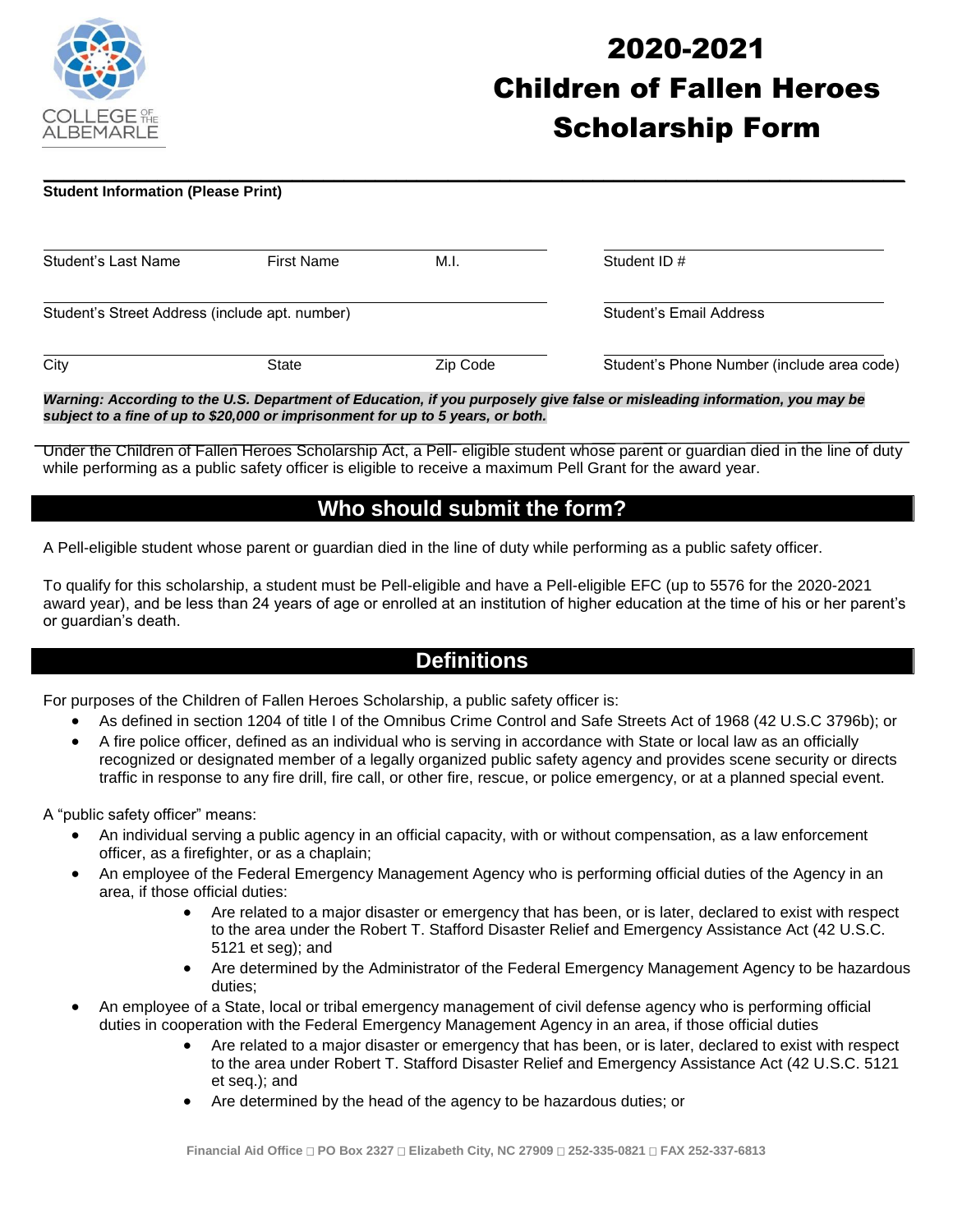COLLEGE OF THE ALBEMARLE

# 2020-2021 Children of Fallen Heroes Scholarship Form

**Student Information (Please Print)**

| | | | |
|---|---|---|---|
| Student's Last Name | First Name | M.I. | Student ID # |
| Student's Street Address (include apt. number) | | | Student's Email Address |
| City | State | Zip Code | Student's Phone Number (include area code) |

***Warning: According to the U.S. Department of Education, if you purposely give false or misleading information, you may be subject to a fine of up to $20,000 or imprisonment for up to 5 years, or both.***

Under the Children of Fallen Heroes Scholarship Act, a Pell- eligible student whose parent or guardian died in the line of duty while performing as a public safety officer is eligible to receive a maximum Pell Grant for the award year.

## Who should submit the form?

A Pell-eligible student whose parent or guardian died in the line of duty while performing as a public safety officer.

To qualify for this scholarship, a student must be Pell-eligible and have a Pell-eligible EFC (up to 5576 for the 2020-2021 award year), and be less than 24 years of age or enrolled at an institution of higher education at the time of his or her parent's or guardian's death.

## Definitions

For purposes of the Children of Fallen Heroes Scholarship, a public safety officer is:

- As defined in section 1204 of title I of the Omnibus Crime Control and Safe Streets Act of 1968 (42 U.S.C 3796b); or
- A fire police officer, defined as an individual who is serving in accordance with State or local law as an officially recognized or designated member of a legally organized public safety agency and provides scene security or directs traffic in response to any fire drill, fire call, or other fire, rescue, or police emergency, or at a planned special event.

A "public safety officer" means:

- An individual serving a public agency in an official capacity, with or without compensation, as a law enforcement officer, as a firefighter, or as a chaplain;
- An employee of the Federal Emergency Management Agency who is performing official duties of the Agency in an area, if those official duties:
  - Are related to a major disaster or emergency that has been, or is later, declared to exist with respect to the area under the Robert T. Stafford Disaster Relief and Emergency Assistance Act (42 U.S.C. 5121 et seg); and
  - Are determined by the Administrator of the Federal Emergency Management Agency to be hazardous duties;
- An employee of a State, local or tribal emergency management of civil defense agency who is performing official duties in cooperation with the Federal Emergency Management Agency in an area, if those official duties
  - Are related to a major disaster or emergency that has been, or is later, declared to exist with respect to the area under Robert T. Stafford Disaster Relief and Emergency Assistance Act (42 U.S.C. 5121 et seq.); and
  - Are determined by the head of the agency to be hazardous duties; or

Financial Aid Office □ PO Box 2327 □ Elizabeth City, NC 27909 □ 252-335-0821 □ FAX 252-337-6813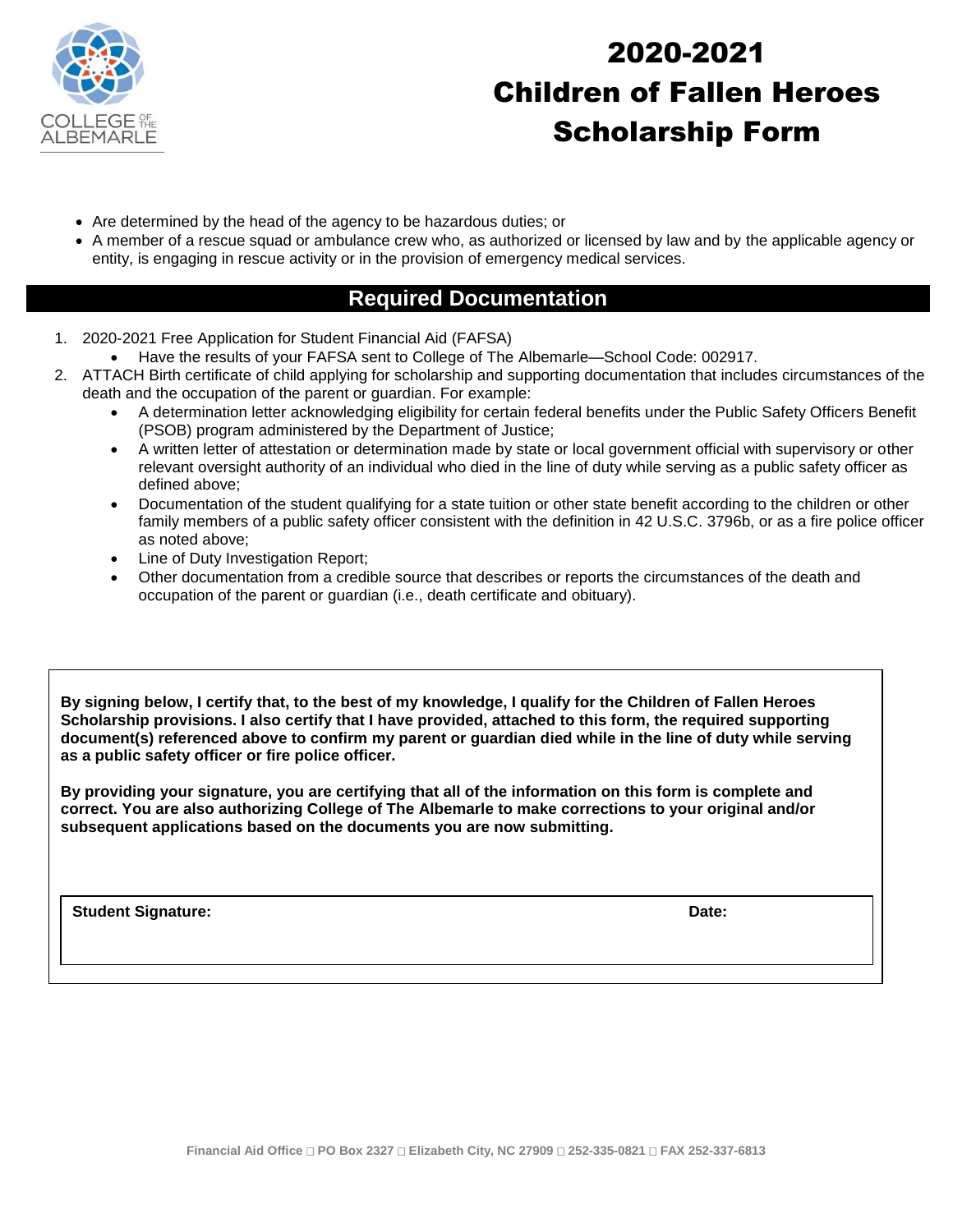# 2020-2021 Children of Fallen Heroes Scholarship Form

- Are determined by the head of the agency to be hazardous duties; or
- A member of a rescue squad or ambulance crew who, as authorized or licensed by law and by the applicable agency or entity, is engaging in rescue activity or in the provision of emergency medical services.

## Required Documentation

1. 2020-2021 Free Application for Student Financial Aid (FAFSA)
   - Have the results of your FAFSA sent to College of The Albemarle—School Code: 002917.
2. ATTACH Birth certificate of child applying for scholarship and supporting documentation that includes circumstances of the death and the occupation of the parent or guardian. For example:
   - A determination letter acknowledging eligibility for certain federal benefits under the Public Safety Officers Benefit (PSOB) program administered by the Department of Justice;
   - A written letter of attestation or determination made by state or local government official with supervisory or other relevant oversight authority of an individual who died in the line of duty while serving as a public safety officer as defined above;
   - Documentation of the student qualifying for a state tuition or other state benefit according to the children or other family members of a public safety officer consistent with the definition in 42 U.S.C. 3796b, or as a fire police officer as noted above;
   - Line of Duty Investigation Report;
   - Other documentation from a credible source that describes or reports the circumstances of the death and occupation of the parent or guardian (i.e., death certificate and obituary).

**By signing below, I certify that, to the best of my knowledge, I qualify for the Children of Fallen Heroes Scholarship provisions. I also certify that I have provided, attached to this form, the required supporting document(s) referenced above to confirm my parent or guardian died while in the line of duty while serving as a public safety officer or fire police officer.**

**By providing your signature, you are certifying that all of the information on this form is complete and correct. You are also authorizing College of The Albemarle to make corrections to your original and/or subsequent applications based on the documents you are now submitting.**

| **Student Signature:** | **Date:** |
| --- | --- |
| | |

Financial Aid Office □ PO Box 2327 □ Elizabeth City, NC 27909 □ 252-335-0821 □ FAX 252-337-6813